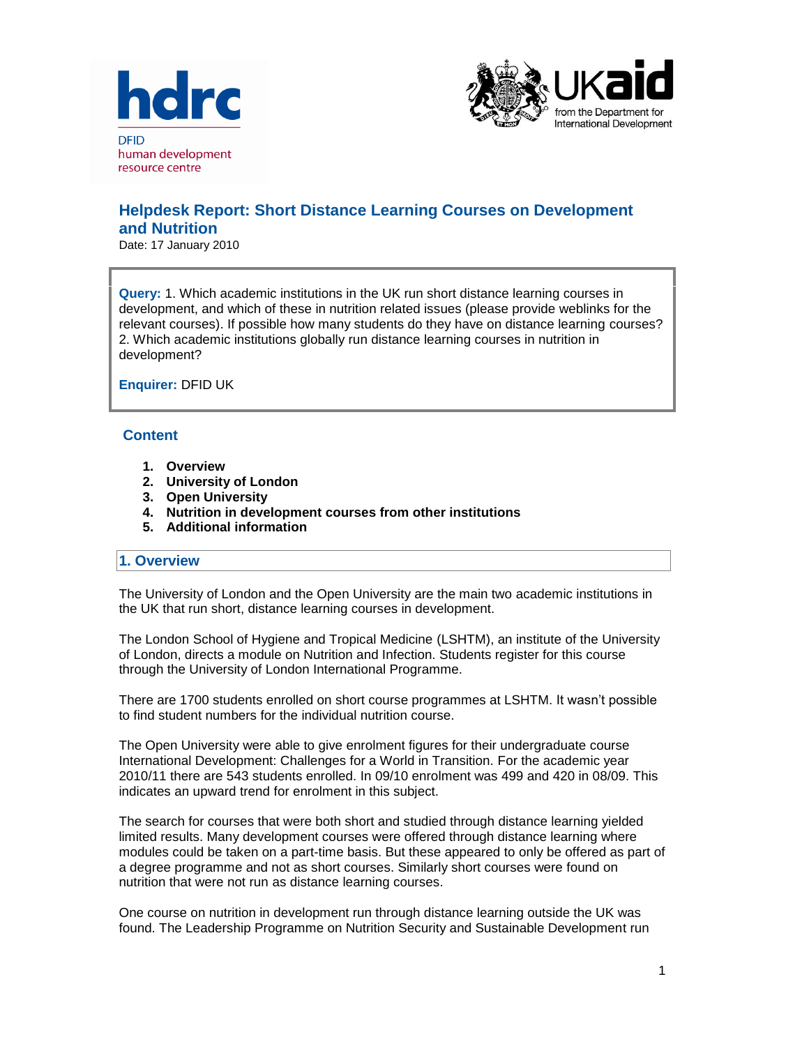hdrc

DFID
human development
resource centre

UKaid
from the Department for International Development

# Helpdesk Report: Short Distance Learning Courses on Development and Nutrition

Date: 17 January 2010

**Query:** 1. Which academic institutions in the UK run short distance learning courses in development, and which of these in nutrition related issues (please provide weblinks for the relevant courses). If possible how many students do they have on distance learning courses?
2. Which academic institutions globally run distance learning courses in nutrition in development?

**Enquirer:** DFID UK

## Content

1. **Overview**
2. **University of London**
3. **Open University**
4. **Nutrition in development courses from other institutions**
5. **Additional information**

## 1. Overview

The University of London and the Open University are the main two academic institutions in the UK that run short, distance learning courses in development.

The London School of Hygiene and Tropical Medicine (LSHTM), an institute of the University of London, directs a module on Nutrition and Infection. Students register for this course through the University of London International Programme.

There are 1700 students enrolled on short course programmes at LSHTM. It wasn't possible to find student numbers for the individual nutrition course.

The Open University were able to give enrolment figures for their undergraduate course International Development: Challenges for a World in Transition. For the academic year 2010/11 there are 543 students enrolled. In 09/10 enrolment was 499 and 420 in 08/09. This indicates an upward trend for enrolment in this subject.

The search for courses that were both short and studied through distance learning yielded limited results. Many development courses were offered through distance learning where modules could be taken on a part-time basis. But these appeared to only be offered as part of a degree programme and not as short courses. Similarly short courses were found on nutrition that were not run as distance learning courses.

One course on nutrition in development run through distance learning outside the UK was found. The Leadership Programme on Nutrition Security and Sustainable Development run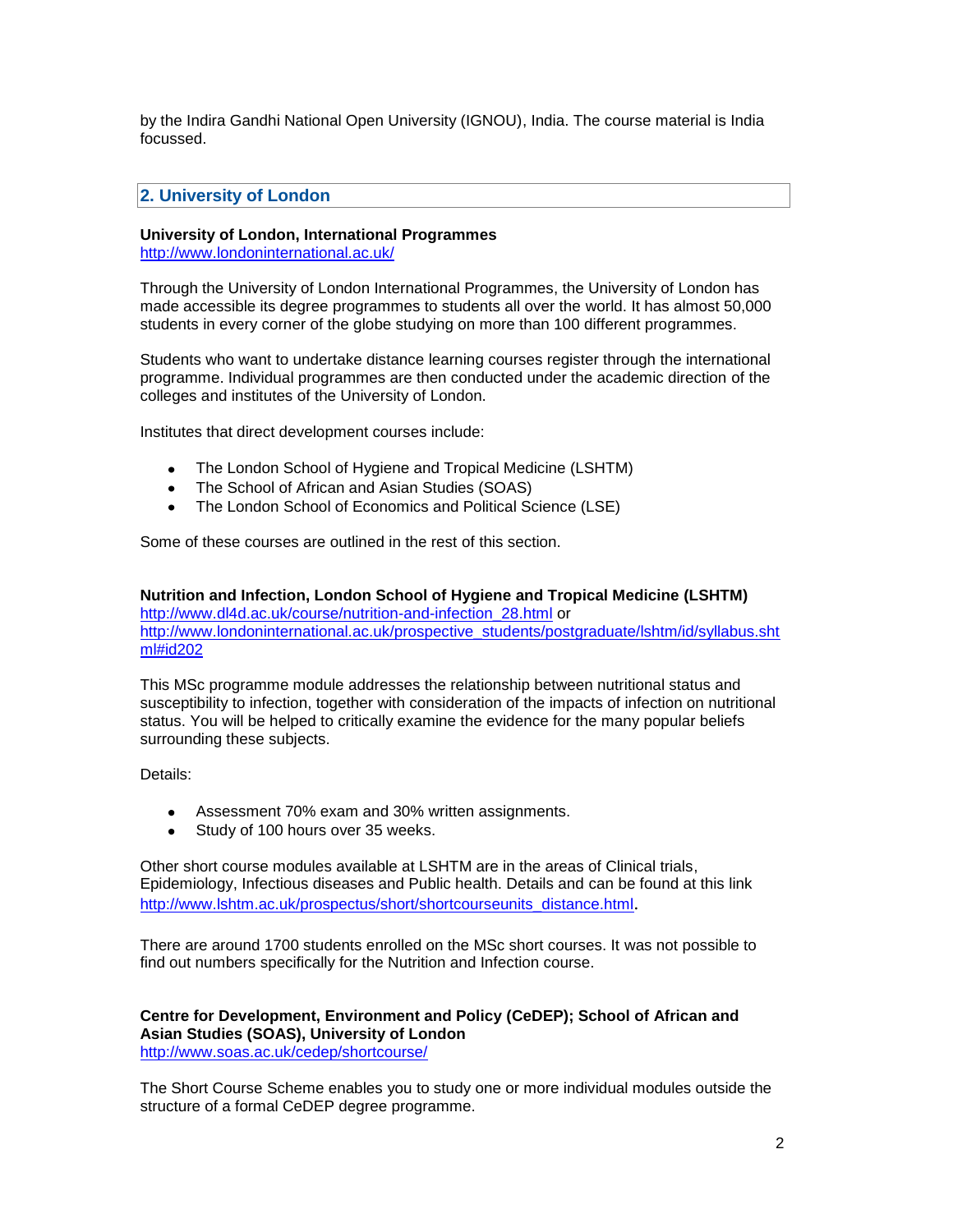by the Indira Gandhi National Open University (IGNOU), India. The course material is India focussed.

## 2. University of London

**University of London, International Programmes**
http://www.londoninternational.ac.uk/

Through the University of London International Programmes, the University of London has made accessible its degree programmes to students all over the world. It has almost 50,000 students in every corner of the globe studying on more than 100 different programmes.

Students who want to undertake distance learning courses register through the international programme. Individual programmes are then conducted under the academic direction of the colleges and institutes of the University of London.

Institutes that direct development courses include:

- The London School of Hygiene and Tropical Medicine (LSHTM)
- The School of African and Asian Studies (SOAS)
- The London School of Economics and Political Science (LSE)

Some of these courses are outlined in the rest of this section.

**Nutrition and Infection, London School of Hygiene and Tropical Medicine (LSHTM)**
http://www.dl4d.ac.uk/course/nutrition-and-infection_28.html or
http://www.londoninternational.ac.uk/prospective_students/postgraduate/lshtm/id/syllabus.shtml#id202

This MSc programme module addresses the relationship between nutritional status and susceptibility to infection, together with consideration of the impacts of infection on nutritional status. You will be helped to critically examine the evidence for the many popular beliefs surrounding these subjects.

Details:

- Assessment 70% exam and 30% written assignments.
- Study of 100 hours over 35 weeks.

Other short course modules available at LSHTM are in the areas of Clinical trials, Epidemiology, Infectious diseases and Public health. Details and can be found at this link http://www.lshtm.ac.uk/prospectus/short/shortcourseunits_distance.html.

There are around 1700 students enrolled on the MSc short courses. It was not possible to find out numbers specifically for the Nutrition and Infection course.

**Centre for Development, Environment and Policy (CeDEP); School of African and Asian Studies (SOAS), University of London**
http://www.soas.ac.uk/cedep/shortcourse/

The Short Course Scheme enables you to study one or more individual modules outside the structure of a formal CeDEP degree programme.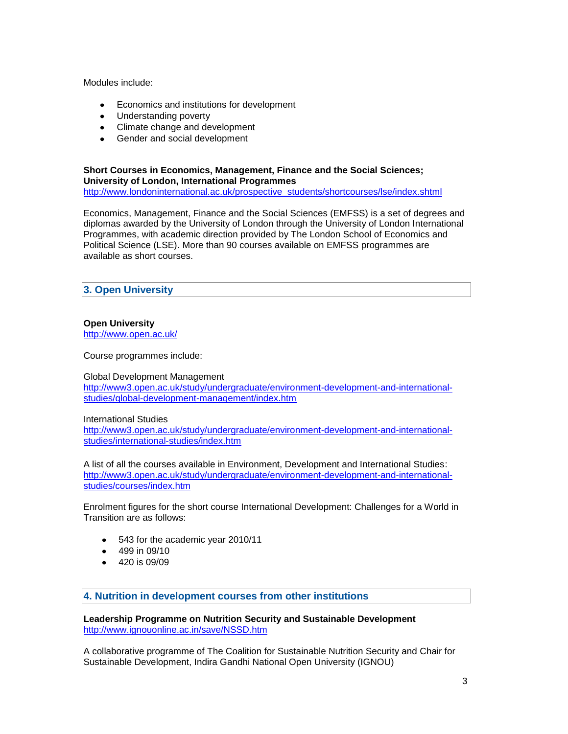Modules include:

- Economics and institutions for development
- Understanding poverty
- Climate change and development
- Gender and social development

**Short Courses in Economics, Management, Finance and the Social Sciences; University of London, International Programmes**
http://www.londoninternational.ac.uk/prospective_students/shortcourses/lse/index.shtml

Economics, Management, Finance and the Social Sciences (EMFSS) is a set of degrees and diplomas awarded by the University of London through the University of London International Programmes, with academic direction provided by The London School of Economics and Political Science (LSE). More than 90 courses available on EMFSS programmes are available as short courses.

## 3. Open University

**Open University**
http://www.open.ac.uk/

Course programmes include:

Global Development Management
http://www3.open.ac.uk/study/undergraduate/environment-development-and-international-studies/global-development-management/index.htm

International Studies
http://www3.open.ac.uk/study/undergraduate/environment-development-and-international-studies/international-studies/index.htm

A list of all the courses available in Environment, Development and International Studies:
http://www3.open.ac.uk/study/undergraduate/environment-development-and-international-studies/courses/index.htm

Enrolment figures for the short course International Development: Challenges for a World in Transition are as follows:

- 543 for the academic year 2010/11
- 499 in 09/10
- 420 is 09/09

## 4. Nutrition in development courses from other institutions

**Leadership Programme on Nutrition Security and Sustainable Development**
http://www.ignouonline.ac.in/save/NSSD.htm

A collaborative programme of The Coalition for Sustainable Nutrition Security and Chair for Sustainable Development, Indira Gandhi National Open University (IGNOU)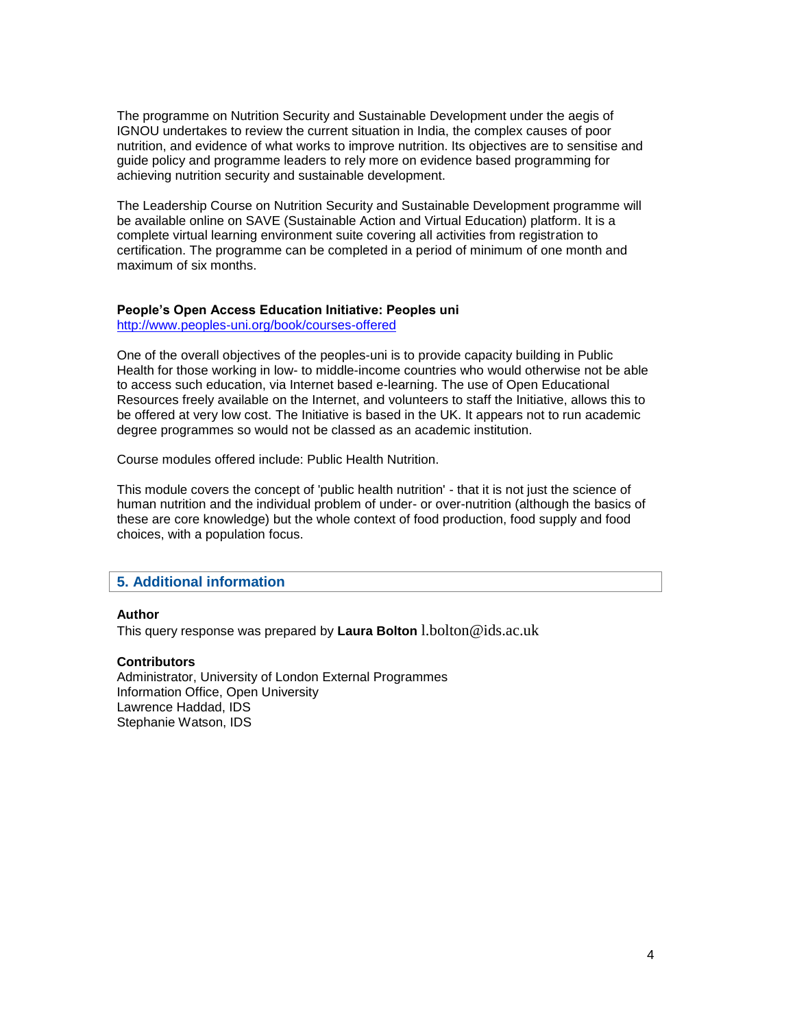The programme on Nutrition Security and Sustainable Development under the aegis of IGNOU undertakes to review the current situation in India, the complex causes of poor nutrition, and evidence of what works to improve nutrition. Its objectives are to sensitise and guide policy and programme leaders to rely more on evidence based programming for achieving nutrition security and sustainable development.

The Leadership Course on Nutrition Security and Sustainable Development programme will be available online on SAVE (Sustainable Action and Virtual Education) platform. It is a complete virtual learning environment suite covering all activities from registration to certification. The programme can be completed in a period of minimum of one month and maximum of six months.

**People's Open Access Education Initiative: Peoples uni**
http://www.peoples-uni.org/book/courses-offered

One of the overall objectives of the peoples-uni is to provide capacity building in Public Health for those working in low- to middle-income countries who would otherwise not be able to access such education, via Internet based e-learning. The use of Open Educational Resources freely available on the Internet, and volunteers to staff the Initiative, allows this to be offered at very low cost. The Initiative is based in the UK. It appears not to run academic degree programmes so would not be classed as an academic institution.

Course modules offered include: Public Health Nutrition.

This module covers the concept of 'public health nutrition' - that it is not just the science of human nutrition and the individual problem of under- or over-nutrition (although the basics of these are core knowledge) but the whole context of food production, food supply and food choices, with a population focus.

## 5. Additional information

**Author**
This query response was prepared by **Laura Bolton** l.bolton@ids.ac.uk

**Contributors**
Administrator, University of London External Programmes
Information Office, Open University
Lawrence Haddad, IDS
Stephanie Watson, IDS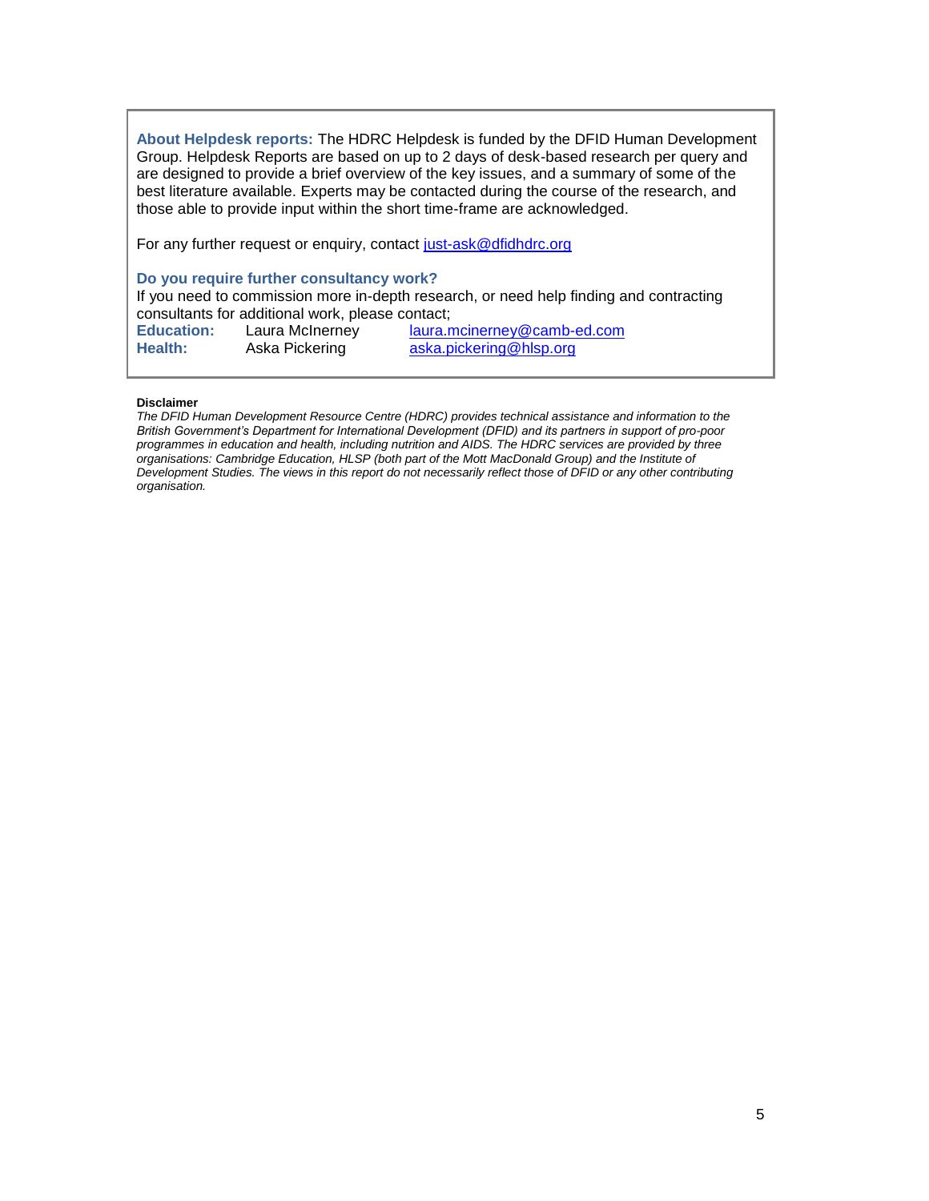**About Helpdesk reports:** The HDRC Helpdesk is funded by the DFID Human Development Group. Helpdesk Reports are based on up to 2 days of desk-based research per query and are designed to provide a brief overview of the key issues, and a summary of some of the best literature available. Experts may be contacted during the course of the research, and those able to provide input within the short time-frame are acknowledged.

For any further request or enquiry, contact just-ask@dfidhdrc.org

**Do you require further consultancy work?**
If you need to commission more in-depth research, or need help finding and contracting consultants for additional work, please contact;

| | | |
|---|---|---|
| **Education:** | Laura McInerney | laura.mcinerney@camb-ed.com |
| **Health:** | Aska Pickering | aska.pickering@hlsp.org |

**Disclaimer**

*The DFID Human Development Resource Centre (HDRC) provides technical assistance and information to the British Government's Department for International Development (DFID) and its partners in support of pro-poor programmes in education and health, including nutrition and AIDS. The HDRC services are provided by three organisations: Cambridge Education, HLSP (both part of the Mott MacDonald Group) and the Institute of Development Studies. The views in this report do not necessarily reflect those of DFID or any other contributing organisation.*